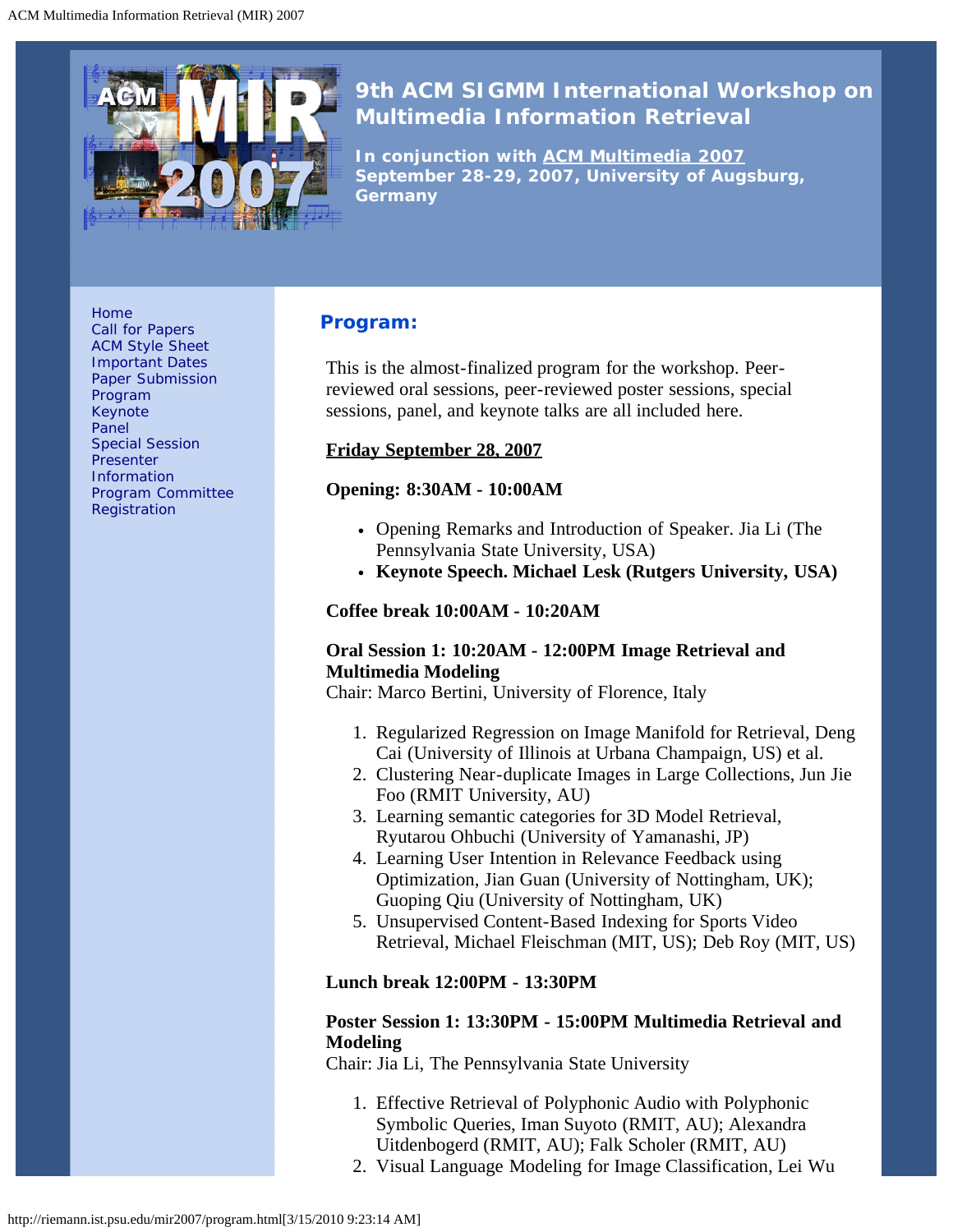# 9th ACM SIGMM International Workshop on Multimedia Information Retrieval

**In conjunction with ACM Multimedia 2007**
**September 28-29, 2007, University of Augsburg, Germany**

- Home
- Call for Papers
- ACM Style Sheet
- Important Dates
- Paper Submission
- Program
- Keynote
- Panel
- Special Session
- Presenter Information
- Program Committee
- Registration

## Program:

This is the almost-finalized program for the workshop. Peer-reviewed oral sessions, peer-reviewed poster sessions, special sessions, panel, and keynote talks are all included here.

**Friday September 28, 2007**

**Opening: 8:30AM - 10:00AM**

- Opening Remarks and Introduction of Speaker. Jia Li (The Pennsylvania State University, USA)
- **Keynote Speech. Michael Lesk (Rutgers University, USA)**

**Coffee break 10:00AM - 10:20AM**

**Oral Session 1: 10:20AM - 12:00PM Image Retrieval and Multimedia Modeling**
Chair: Marco Bertini, University of Florence, Italy

1. Regularized Regression on Image Manifold for Retrieval, Deng Cai (University of Illinois at Urbana Champaign, US) et al.
2. Clustering Near-duplicate Images in Large Collections, Jun Jie Foo (RMIT University, AU)
3. Learning semantic categories for 3D Model Retrieval, Ryutarou Ohbuchi (University of Yamanashi, JP)
4. Learning User Intention in Relevance Feedback using Optimization, Jian Guan (University of Nottingham, UK); Guoping Qiu (University of Nottingham, UK)
5. Unsupervised Content-Based Indexing for Sports Video Retrieval, Michael Fleischman (MIT, US); Deb Roy (MIT, US)

**Lunch break 12:00PM - 13:30PM**

**Poster Session 1: 13:30PM - 15:00PM Multimedia Retrieval and Modeling**
Chair: Jia Li, The Pennsylvania State University

1. Effective Retrieval of Polyphonic Audio with Polyphonic Symbolic Queries, Iman Suyoto (RMIT, AU); Alexandra Uitdenbogerd (RMIT, AU); Falk Scholer (RMIT, AU)
2. Visual Language Modeling for Image Classification, Lei Wu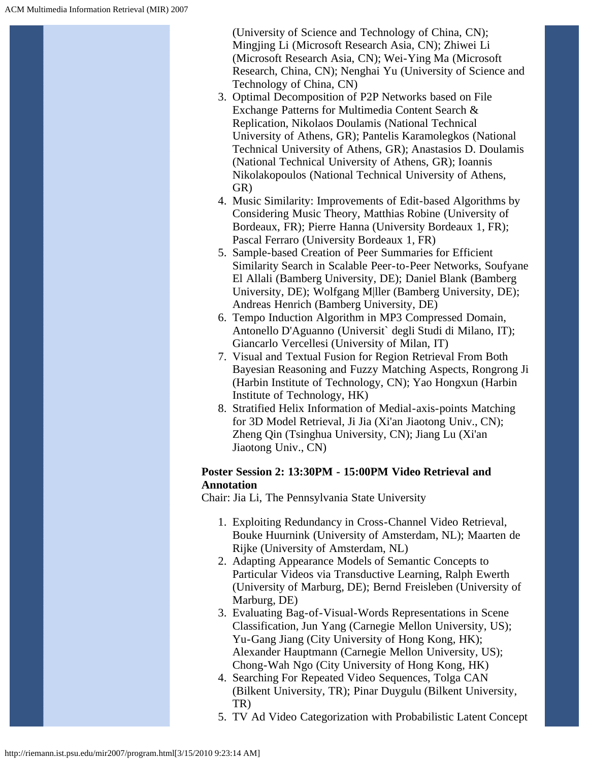(University of Science and Technology of China, CN); Mingjing Li (Microsoft Research Asia, CN); Zhiwei Li (Microsoft Research Asia, CN); Wei-Ying Ma (Microsoft Research, China, CN); Nenghai Yu (University of Science and Technology of China, CN)

3. Optimal Decomposition of P2P Networks based on File Exchange Patterns for Multimedia Content Search & Replication, Nikolaos Doulamis (National Technical University of Athens, GR); Pantelis Karamolegkos (National Technical University of Athens, GR); Anastasios D. Doulamis (National Technical University of Athens, GR); Ioannis Nikolakopoulos (National Technical University of Athens, GR)
4. Music Similarity: Improvements of Edit-based Algorithms by Considering Music Theory, Matthias Robine (University of Bordeaux, FR); Pierre Hanna (University Bordeaux 1, FR); Pascal Ferraro (University Bordeaux 1, FR)
5. Sample-based Creation of Peer Summaries for Efficient Similarity Search in Scalable Peer-to-Peer Networks, Soufyane El Allali (Bamberg University, DE); Daniel Blank (Bamberg University, DE); Wolfgang M|ller (Bamberg University, DE); Andreas Henrich (Bamberg University, DE)
6. Tempo Induction Algorithm in MP3 Compressed Domain, Antonello D'Aguanno (Universit` degli Studi di Milano, IT); Giancarlo Vercellesi (University of Milan, IT)
7. Visual and Textual Fusion for Region Retrieval From Both Bayesian Reasoning and Fuzzy Matching Aspects, Rongrong Ji (Harbin Institute of Technology, CN); Yao Hongxun (Harbin Institute of Technology, HK)
8. Stratified Helix Information of Medial-axis-points Matching for 3D Model Retrieval, Ji Jia (Xi'an Jiaotong Univ., CN); Zheng Qin (Tsinghua University, CN); Jiang Lu (Xi'an Jiaotong Univ., CN)

**Poster Session 2: 13:30PM - 15:00PM Video Retrieval and Annotation**
Chair: Jia Li, The Pennsylvania State University

1. Exploiting Redundancy in Cross-Channel Video Retrieval, Bouke Huurnink (University of Amsterdam, NL); Maarten de Rijke (University of Amsterdam, NL)
2. Adapting Appearance Models of Semantic Concepts to Particular Videos via Transductive Learning, Ralph Ewerth (University of Marburg, DE); Bernd Freisleben (University of Marburg, DE)
3. Evaluating Bag-of-Visual-Words Representations in Scene Classification, Jun Yang (Carnegie Mellon University, US); Yu-Gang Jiang (City University of Hong Kong, HK); Alexander Hauptmann (Carnegie Mellon University, US); Chong-Wah Ngo (City University of Hong Kong, HK)
4. Searching For Repeated Video Sequences, Tolga CAN (Bilkent University, TR); Pinar Duygulu (Bilkent University, TR)
5. TV Ad Video Categorization with Probabilistic Latent Concept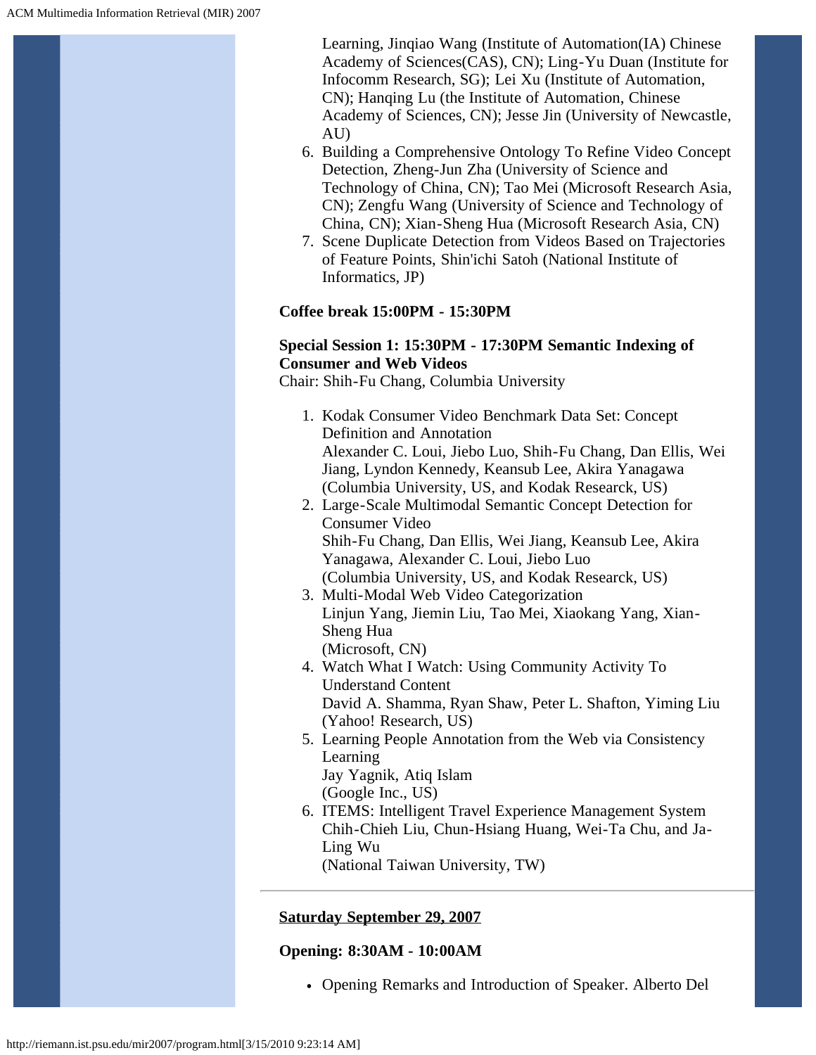Learning, Jinqiao Wang (Institute of Automation(IA) Chinese Academy of Sciences(CAS), CN); Ling-Yu Duan (Institute for Infocomm Research, SG); Lei Xu (Institute of Automation, CN); Hanqing Lu (the Institute of Automation, Chinese Academy of Sciences, CN); Jesse Jin (University of Newcastle, AU)

6. Building a Comprehensive Ontology To Refine Video Concept Detection, Zheng-Jun Zha (University of Science and Technology of China, CN); Tao Mei (Microsoft Research Asia, CN); Zengfu Wang (University of Science and Technology of China, CN); Xian-Sheng Hua (Microsoft Research Asia, CN)
7. Scene Duplicate Detection from Videos Based on Trajectories of Feature Points, Shin'ichi Satoh (National Institute of Informatics, JP)

**Coffee break 15:00PM - 15:30PM**

**Special Session 1: 15:30PM - 17:30PM Semantic Indexing of Consumer and Web Videos**
Chair: Shih-Fu Chang, Columbia University

1. Kodak Consumer Video Benchmark Data Set: Concept Definition and Annotation
   Alexander C. Loui, Jiebo Luo, Shih-Fu Chang, Dan Ellis, Wei Jiang, Lyndon Kennedy, Keansub Lee, Akira Yanagawa
   (Columbia University, US, and Kodak Researck, US)
2. Large-Scale Multimodal Semantic Concept Detection for Consumer Video
   Shih-Fu Chang, Dan Ellis, Wei Jiang, Keansub Lee, Akira Yanagawa, Alexander C. Loui, Jiebo Luo
   (Columbia University, US, and Kodak Researck, US)
3. Multi-Modal Web Video Categorization
   Linjun Yang, Jiemin Liu, Tao Mei, Xiaokang Yang, Xian-Sheng Hua
   (Microsoft, CN)
4. Watch What I Watch: Using Community Activity To Understand Content
   David A. Shamma, Ryan Shaw, Peter L. Shafton, Yiming Liu
   (Yahoo! Research, US)
5. Learning People Annotation from the Web via Consistency Learning
   Jay Yagnik, Atiq Islam
   (Google Inc., US)
6. ITEMS: Intelligent Travel Experience Management System
   Chih-Chieh Liu, Chun-Hsiang Huang, Wei-Ta Chu, and Ja-Ling Wu
   (National Taiwan University, TW)

---

**Saturday September 29, 2007**

**Opening: 8:30AM - 10:00AM**

- Opening Remarks and Introduction of Speaker. Alberto Del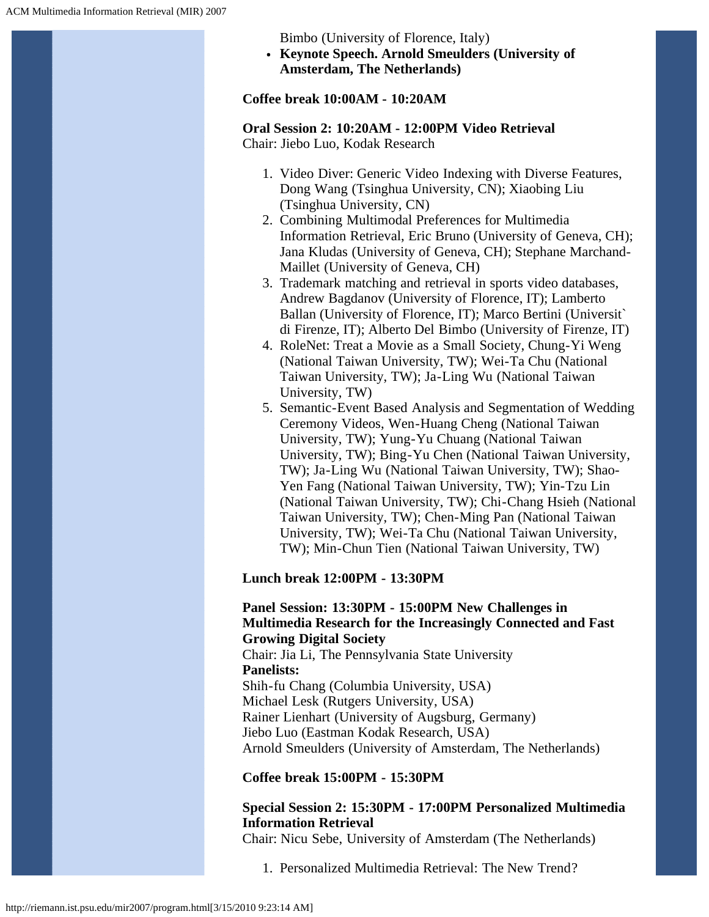Bimbo (University of Florence, Italy)

- **Keynote Speech. Arnold Smeulders (University of Amsterdam, The Netherlands)**

**Coffee break 10:00AM - 10:20AM**

**Oral Session 2: 10:20AM - 12:00PM Video Retrieval**
Chair: Jiebo Luo, Kodak Research

1. Video Diver: Generic Video Indexing with Diverse Features, Dong Wang (Tsinghua University, CN); Xiaobing Liu (Tsinghua University, CN)
2. Combining Multimodal Preferences for Multimedia Information Retrieval, Eric Bruno (University of Geneva, CH); Jana Kludas (University of Geneva, CH); Stephane Marchand-Maillet (University of Geneva, CH)
3. Trademark matching and retrieval in sports video databases, Andrew Bagdanov (University of Florence, IT); Lamberto Ballan (University of Florence, IT); Marco Bertini (Universit` di Firenze, IT); Alberto Del Bimbo (University of Firenze, IT)
4. RoleNet: Treat a Movie as a Small Society, Chung-Yi Weng (National Taiwan University, TW); Wei-Ta Chu (National Taiwan University, TW); Ja-Ling Wu (National Taiwan University, TW)
5. Semantic-Event Based Analysis and Segmentation of Wedding Ceremony Videos, Wen-Huang Cheng (National Taiwan University, TW); Yung-Yu Chuang (National Taiwan University, TW); Bing-Yu Chen (National Taiwan University, TW); Ja-Ling Wu (National Taiwan University, TW); Shao-Yen Fang (National Taiwan University, TW); Yin-Tzu Lin (National Taiwan University, TW); Chi-Chang Hsieh (National Taiwan University, TW); Chen-Ming Pan (National Taiwan University, TW); Wei-Ta Chu (National Taiwan University, TW); Min-Chun Tien (National Taiwan University, TW)

**Lunch break 12:00PM - 13:30PM**

**Panel Session: 13:30PM - 15:00PM New Challenges in Multimedia Research for the Increasingly Connected and Fast Growing Digital Society**
Chair: Jia Li, The Pennsylvania State University
**Panelists:**
Shih-fu Chang (Columbia University, USA)
Michael Lesk (Rutgers University, USA)
Rainer Lienhart (University of Augsburg, Germany)
Jiebo Luo (Eastman Kodak Research, USA)
Arnold Smeulders (University of Amsterdam, The Netherlands)

**Coffee break 15:00PM - 15:30PM**

**Special Session 2: 15:30PM - 17:00PM Personalized Multimedia Information Retrieval**
Chair: Nicu Sebe, University of Amsterdam (The Netherlands)

1. Personalized Multimedia Retrieval: The New Trend?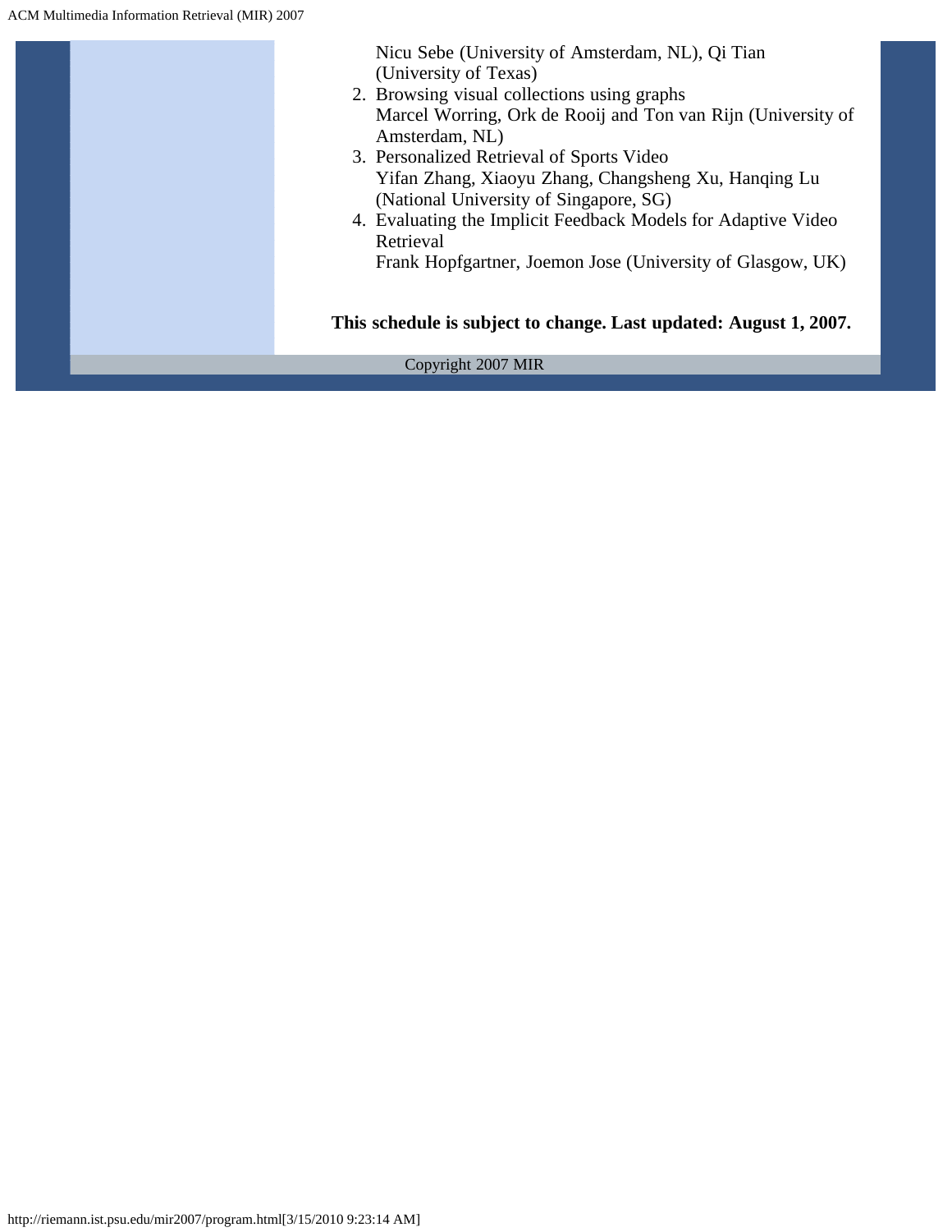Nicu Sebe (University of Amsterdam, NL), Qi Tian (University of Texas)

2. Browsing visual collections using graphs
   Marcel Worring, Ork de Rooij and Ton van Rijn (University of Amsterdam, NL)
3. Personalized Retrieval of Sports Video
   Yifan Zhang, Xiaoyu Zhang, Changsheng Xu, Hanqing Lu (National University of Singapore, SG)
4. Evaluating the Implicit Feedback Models for Adaptive Video Retrieval
   Frank Hopfgartner, Joemon Jose (University of Glasgow, UK)

**This schedule is subject to change. Last updated: August 1, 2007.**

Copyright 2007 MIR